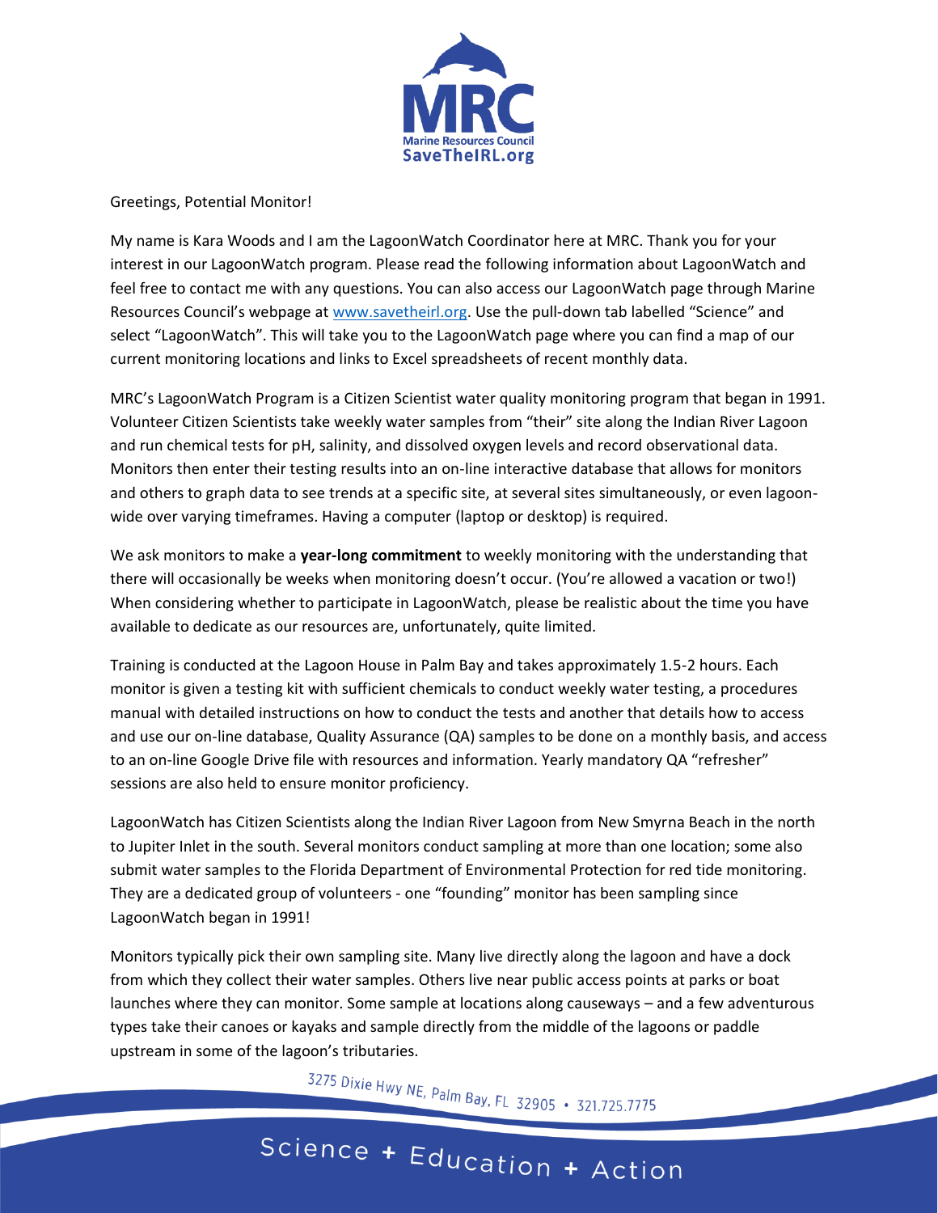Greetings, Potential Monitor!

My name is Kara Woods and I am the LagoonWatch Coordinator here at MRC. Thank you for your interest in our LagoonWatch program. Please read the following information about LagoonWatch and feel free to contact me with any questions. You can also access our LagoonWatch page through Marine Resources Council's webpage at [www.savetheirl.org](http://www.savetheirl.org). Use the pull-down tab labelled "Science" and select "LagoonWatch". This will take you to the LagoonWatch page where you can find a map of our current monitoring locations and links to Excel spreadsheets of recent monthly data.

MRC's LagoonWatch Program is a Citizen Scientist water quality monitoring program that began in 1991. Volunteer Citizen Scientists take weekly water samples from "their" site along the Indian River Lagoon and run chemical tests for pH, salinity, and dissolved oxygen levels and record observational data. Monitors then enter their testing results into an on-line interactive database that allows for monitors and others to graph data to see trends at a specific site, at several sites simultaneously, or even lagoon-wide over varying timeframes. Having a computer (laptop or desktop) is required.

We ask monitors to make a **year-long commitment** to weekly monitoring with the understanding that there will occasionally be weeks when monitoring doesn't occur. (You're allowed a vacation or two!) When considering whether to participate in LagoonWatch, please be realistic about the time you have available to dedicate as our resources are, unfortunately, quite limited.

Training is conducted at the Lagoon House in Palm Bay and takes approximately 1.5-2 hours. Each monitor is given a testing kit with sufficient chemicals to conduct weekly water testing, a procedures manual with detailed instructions on how to conduct the tests and another that details how to access and use our on-line database, Quality Assurance (QA) samples to be done on a monthly basis, and access to an on-line Google Drive file with resources and information. Yearly mandatory QA "refresher" sessions are also held to ensure monitor proficiency.

LagoonWatch has Citizen Scientists along the Indian River Lagoon from New Smyrna Beach in the north to Jupiter Inlet in the south. Several monitors conduct sampling at more than one location; some also submit water samples to the Florida Department of Environmental Protection for red tide monitoring. They are a dedicated group of volunteers - one "founding" monitor has been sampling since LagoonWatch began in 1991!

Monitors typically pick their own sampling site. Many live directly along the lagoon and have a dock from which they collect their water samples. Others live near public access points at parks or boat launches where they can monitor. Some sample at locations along causeways – and a few adventurous types take their canoes or kayaks and sample directly from the middle of the lagoons or paddle upstream in some of the lagoon's tributaries.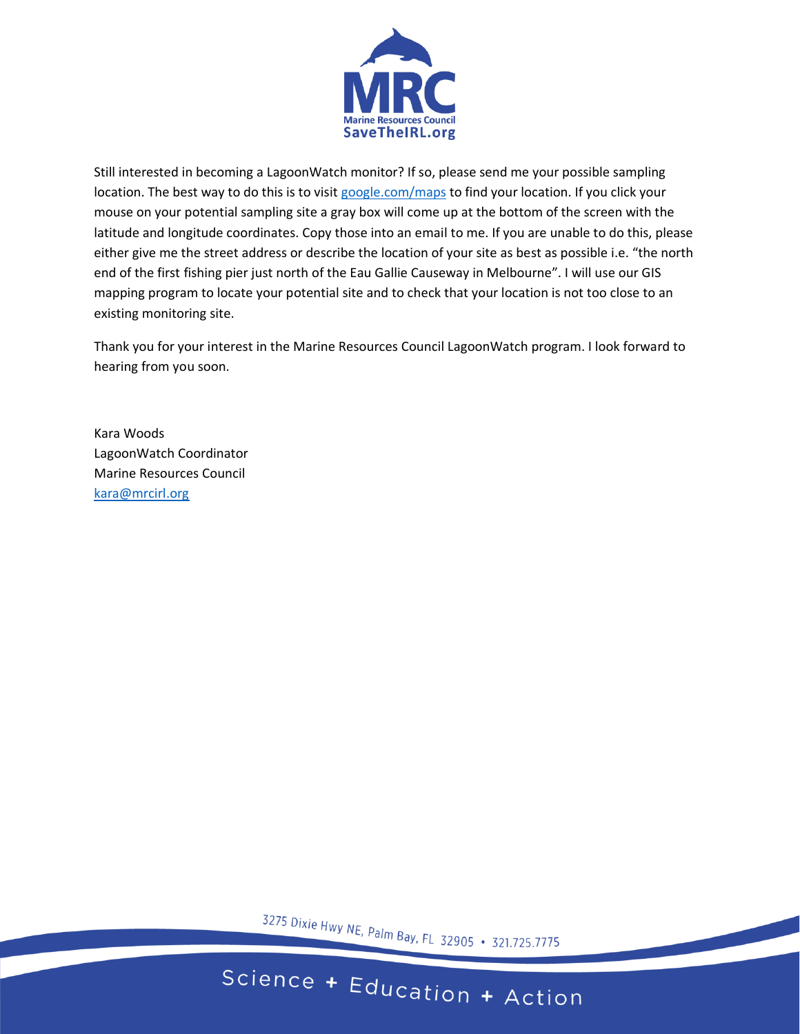Still interested in becoming a LagoonWatch monitor? If so, please send me your possible sampling location. The best way to do this is to visit [google.com/maps](google.com/maps) to find your location. If you click your mouse on your potential sampling site a gray box will come up at the bottom of the screen with the latitude and longitude coordinates. Copy those into an email to me. If you are unable to do this, please either give me the street address or describe the location of your site as best as possible i.e. "the north end of the first fishing pier just north of the Eau Gallie Causeway in Melbourne". I will use our GIS mapping program to locate your potential site and to check that your location is not too close to an existing monitoring site.

Thank you for your interest in the Marine Resources Council LagoonWatch program. I look forward to hearing from you soon.

Kara Woods
LagoonWatch Coordinator
Marine Resources Council
[kara@mrcirl.org](mailto:kara@mrcirl.org)

3275 Dixie Hwy NE, Palm Bay, FL 32905 • 321.725.7775

Science + Education + Action